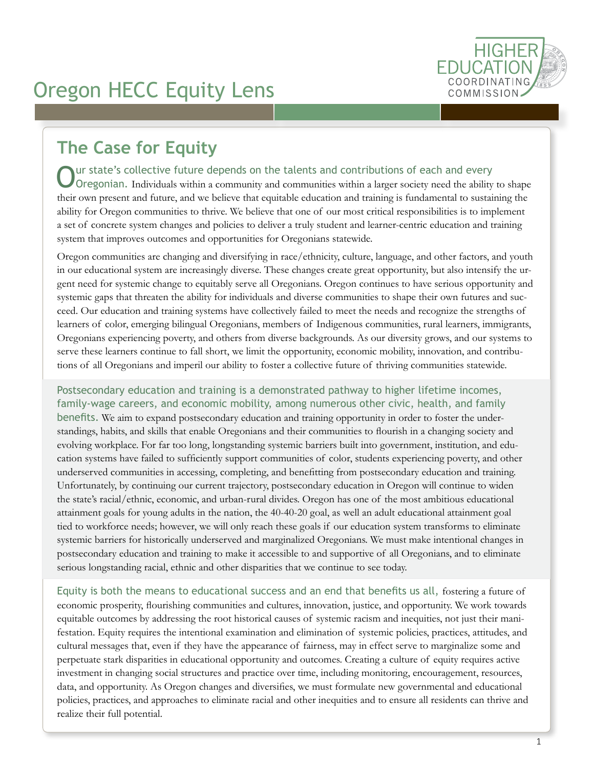# Oregon HECC Equity Lens

HIGHER EDUCATION COORDINATING COMMISSION

## The Case for Equity

**Our state's collective future depends on the talents and contributions of each and every Oregonian.** Individuals within a community and communities within a larger society need the ability to shape their own present and future, and we believe that equitable education and training is fundamental to sustaining the ability for Oregon communities to thrive. We believe that one of our most critical responsibilities is to implement a set of concrete system changes and policies to deliver a truly student and learner-centric education and training system that improves outcomes and opportunities for Oregonians statewide.

Oregon communities are changing and diversifying in race/ethnicity, culture, language, and other factors, and youth in our educational system are increasingly diverse. These changes create great opportunity, but also intensify the urgent need for systemic change to equitably serve all Oregonians. Oregon continues to have serious opportunity and systemic gaps that threaten the ability for individuals and diverse communities to shape their own futures and succeed. Our education and training systems have collectively failed to meet the needs and recognize the strengths of learners of color, emerging bilingual Oregonians, members of Indigenous communities, rural learners, immigrants, Oregonians experiencing poverty, and others from diverse backgrounds. As our diversity grows, and our systems to serve these learners continue to fall short, we limit the opportunity, economic mobility, innovation, and contributions of all Oregonians and imperil our ability to foster a collective future of thriving communities statewide.

**Postsecondary education and training is a demonstrated pathway to higher lifetime incomes, family-wage careers, and economic mobility, among numerous other civic, health, and family benefits.** We aim to expand postsecondary education and training opportunity in order to foster the understandings, habits, and skills that enable Oregonians and their communities to flourish in a changing society and evolving workplace. For far too long, longstanding systemic barriers built into government, institution, and education systems have failed to sufficiently support communities of color, students experiencing poverty, and other underserved communities in accessing, completing, and benefitting from postsecondary education and training. Unfortunately, by continuing our current trajectory, postsecondary education in Oregon will continue to widen the state's racial/ethnic, economic, and urban-rural divides. Oregon has one of the most ambitious educational attainment goals for young adults in the nation, the 40-40-20 goal, as well an adult educational attainment goal tied to workforce needs; however, we will only reach these goals if our education system transforms to eliminate systemic barriers for historically underserved and marginalized Oregonians. We must make intentional changes in postsecondary education and training to make it accessible to and supportive of all Oregonians, and to eliminate serious longstanding racial, ethnic and other disparities that we continue to see today.

**Equity is both the means to educational success and an end that benefits us all,** fostering a future of economic prosperity, flourishing communities and cultures, innovation, justice, and opportunity. We work towards equitable outcomes by addressing the root historical causes of systemic racism and inequities, not just their manifestation. Equity requires the intentional examination and elimination of systemic policies, practices, attitudes, and cultural messages that, even if they have the appearance of fairness, may in effect serve to marginalize some and perpetuate stark disparities in educational opportunity and outcomes. Creating a culture of equity requires active investment in changing social structures and practice over time, including monitoring, encouragement, resources, data, and opportunity. As Oregon changes and diversifies, we must formulate new governmental and educational policies, practices, and approaches to eliminate racial and other inequities and to ensure all residents can thrive and realize their full potential.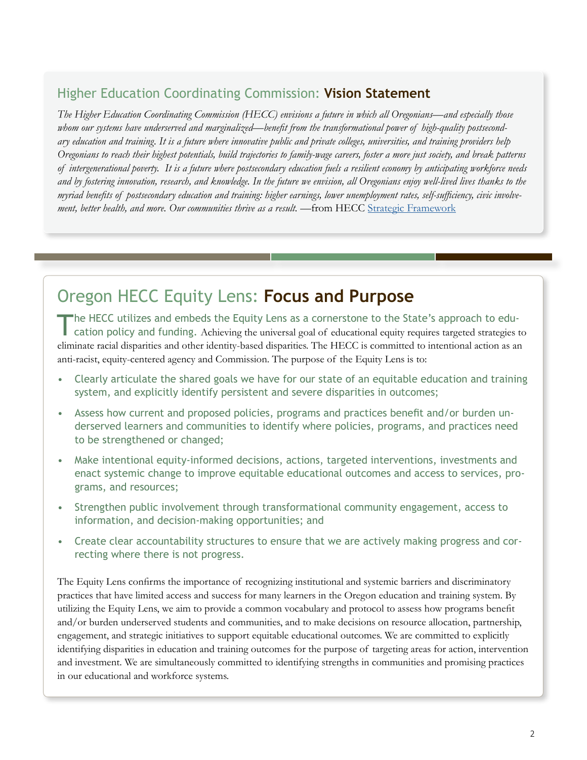## Higher Education Coordinating Commission: **Vision Statement**

*The Higher Education Coordinating Commission (HECC) envisions a future in which all Oregonians—and especially those whom our systems have underserved and marginalized—benefit from the transformational power of high-quality postsecondary education and training. It is a future where innovative public and private colleges, universities, and training providers help Oregonians to reach their highest potentials, build trajectories to family-wage careers, foster a more just society, and break patterns of intergenerational poverty. It is a future where postsecondary education fuels a resilient economy by anticipating workforce needs and by fostering innovation, research, and knowledge. In the future we envision, all Oregonians enjoy well-lived lives thanks to the myriad benefits of postsecondary education and training: higher earnings, lower unemployment rates, self-sufficiency, civic involvement, better health, and more. Our communities thrive as a result.* —from HECC Strategic Framework

## Oregon HECC Equity Lens: **Focus and Purpose**

The HECC utilizes and embeds the Equity Lens as a cornerstone to the State's approach to education policy and funding. Achieving the universal goal of educational equity requires targeted strategies to eliminate racial disparities and other identity-based disparities. The HECC is committed to intentional action as an anti-racist, equity-centered agency and Commission. The purpose of the Equity Lens is to:

- Clearly articulate the shared goals we have for our state of an equitable education and training system, and explicitly identify persistent and severe disparities in outcomes;
- Assess how current and proposed policies, programs and practices benefit and/or burden underserved learners and communities to identify where policies, programs, and practices need to be strengthened or changed;
- Make intentional equity-informed decisions, actions, targeted interventions, investments and enact systemic change to improve equitable educational outcomes and access to services, programs, and resources;
- Strengthen public involvement through transformational community engagement, access to information, and decision-making opportunities; and
- Create clear accountability structures to ensure that we are actively making progress and correcting where there is not progress.

The Equity Lens confirms the importance of recognizing institutional and systemic barriers and discriminatory practices that have limited access and success for many learners in the Oregon education and training system. By utilizing the Equity Lens, we aim to provide a common vocabulary and protocol to assess how programs benefit and/or burden underserved students and communities, and to make decisions on resource allocation, partnership, engagement, and strategic initiatives to support equitable educational outcomes. We are committed to explicitly identifying disparities in education and training outcomes for the purpose of targeting areas for action, intervention and investment. We are simultaneously committed to identifying strengths in communities and promising practices in our educational and workforce systems.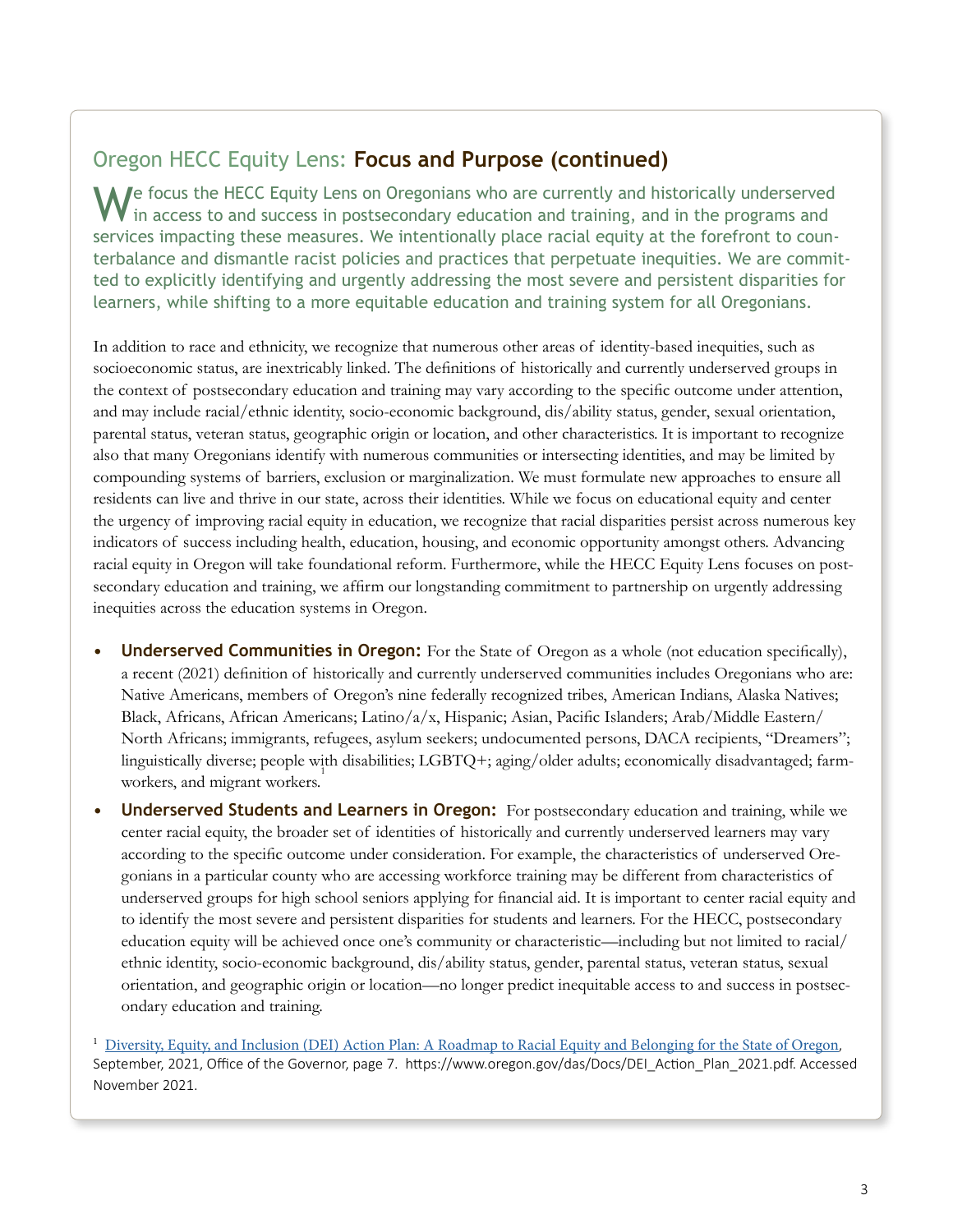## Oregon HECC Equity Lens: **Focus and Purpose (continued)**

We focus the HECC Equity Lens on Oregonians who are currently and historically underserved in access to and success in postsecondary education and training, and in the programs and services impacting these measures. We intentionally place racial equity at the forefront to counterbalance and dismantle racist policies and practices that perpetuate inequities. We are committed to explicitly identifying and urgently addressing the most severe and persistent disparities for learners, while shifting to a more equitable education and training system for all Oregonians.

In addition to race and ethnicity, we recognize that numerous other areas of identity-based inequities, such as socioeconomic status, are inextricably linked. The definitions of historically and currently underserved groups in the context of postsecondary education and training may vary according to the specific outcome under attention, and may include racial/ethnic identity, socio-economic background, dis/ability status, gender, sexual orientation, parental status, veteran status, geographic origin or location, and other characteristics. It is important to recognize also that many Oregonians identify with numerous communities or intersecting identities, and may be limited by compounding systems of barriers, exclusion or marginalization. We must formulate new approaches to ensure all residents can live and thrive in our state, across their identities. While we focus on educational equity and center the urgency of improving racial equity in education, we recognize that racial disparities persist across numerous key indicators of success including health, education, housing, and economic opportunity amongst others. Advancing racial equity in Oregon will take foundational reform. Furthermore, while the HECC Equity Lens focuses on postsecondary education and training, we affirm our longstanding commitment to partnership on urgently addressing inequities across the education systems in Oregon.

- **Underserved Communities in Oregon:** For the State of Oregon as a whole (not education specifically), a recent (2021) definition of historically and currently underserved communities includes Oregonians who are: Native Americans, members of Oregon's nine federally recognized tribes, American Indians, Alaska Natives; Black, Africans, African Americans; Latino/a/x, Hispanic; Asian, Pacific Islanders; Arab/Middle Eastern/North Africans; immigrants, refugees, asylum seekers; undocumented persons, DACA recipients, "Dreamers"; linguistically diverse; people with disabilities; LGBTQ+; aging/older adults; economically disadvantaged; farmworkers, and migrant workers.[1]
- **Underserved Students and Learners in Oregon:** For postsecondary education and training, while we center racial equity, the broader set of identities of historically and currently underserved learners may vary according to the specific outcome under consideration. For example, the characteristics of underserved Oregonians in a particular county who are accessing workforce training may be different from characteristics of underserved groups for high school seniors applying for financial aid. It is important to center racial equity and to identify the most severe and persistent disparities for students and learners. For the HECC, postsecondary education equity will be achieved once one's community or characteristic—including but not limited to racial/ethnic identity, socio-economic background, dis/ability status, gender, parental status, veteran status, sexual orientation, and geographic origin or location—no longer predict inequitable access to and success in postsecondary education and training.

[1] Diversity, Equity, and Inclusion (DEI) Action Plan: A Roadmap to Racial Equity and Belonging for the State of Oregon, September, 2021, Office of the Governor, page 7. https://www.oregon.gov/das/Docs/DEI_Action_Plan_2021.pdf. Accessed November 2021.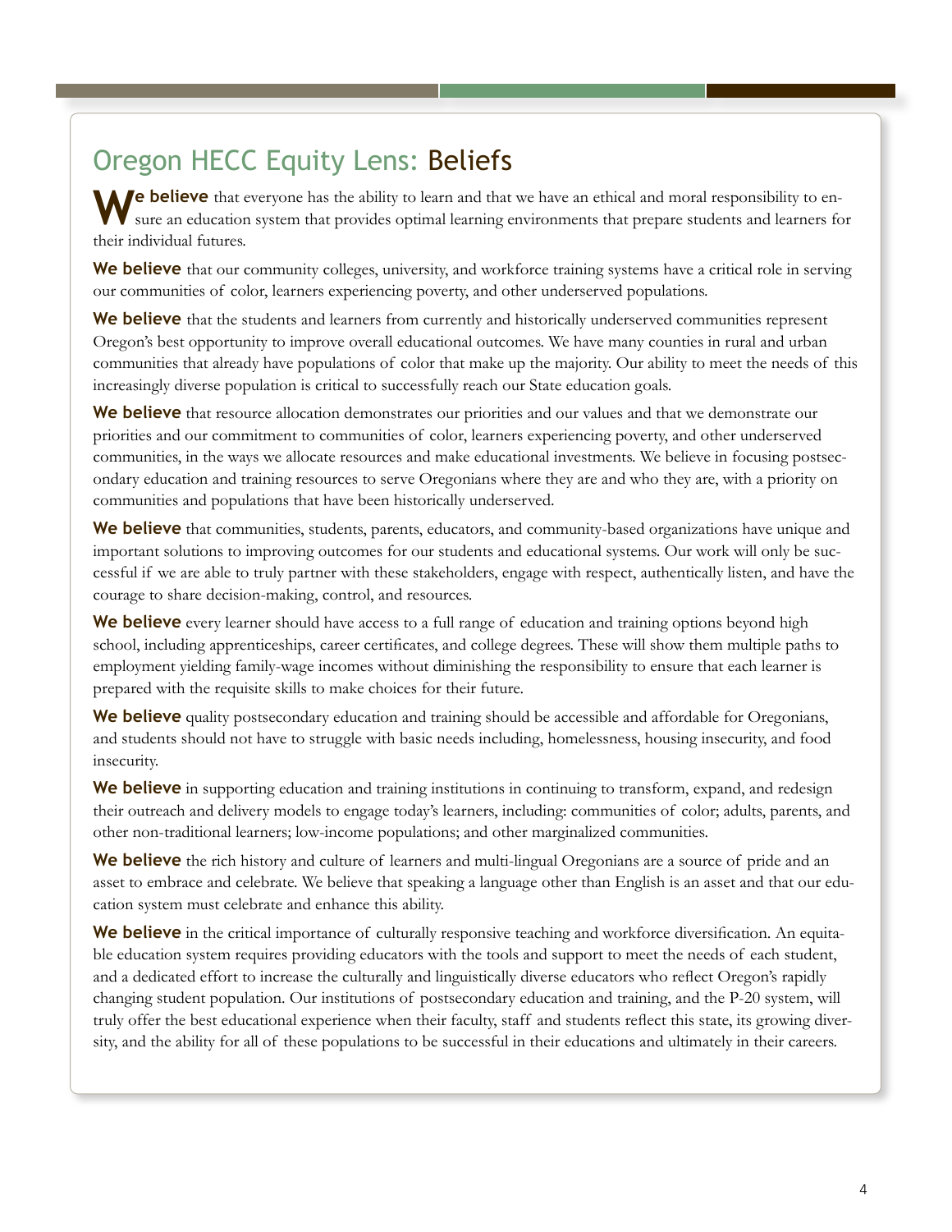## Oregon HECC Equity Lens: Beliefs

**We believe** that everyone has the ability to learn and that we have an ethical and moral responsibility to ensure an education system that provides optimal learning environments that prepare students and learners for their individual futures.

**We believe** that our community colleges, university, and workforce training systems have a critical role in serving our communities of color, learners experiencing poverty, and other underserved populations.

**We believe** that the students and learners from currently and historically underserved communities represent Oregon's best opportunity to improve overall educational outcomes. We have many counties in rural and urban communities that already have populations of color that make up the majority. Our ability to meet the needs of this increasingly diverse population is critical to successfully reach our State education goals.

**We believe** that resource allocation demonstrates our priorities and our values and that we demonstrate our priorities and our commitment to communities of color, learners experiencing poverty, and other underserved communities, in the ways we allocate resources and make educational investments. We believe in focusing postsecondary education and training resources to serve Oregonians where they are and who they are, with a priority on communities and populations that have been historically underserved.

**We believe** that communities, students, parents, educators, and community-based organizations have unique and important solutions to improving outcomes for our students and educational systems. Our work will only be successful if we are able to truly partner with these stakeholders, engage with respect, authentically listen, and have the courage to share decision-making, control, and resources.

**We believe** every learner should have access to a full range of education and training options beyond high school, including apprenticeships, career certificates, and college degrees. These will show them multiple paths to employment yielding family-wage incomes without diminishing the responsibility to ensure that each learner is prepared with the requisite skills to make choices for their future.

**We believe** quality postsecondary education and training should be accessible and affordable for Oregonians, and students should not have to struggle with basic needs including, homelessness, housing insecurity, and food insecurity.

**We believe** in supporting education and training institutions in continuing to transform, expand, and redesign their outreach and delivery models to engage today's learners, including: communities of color; adults, parents, and other non-traditional learners; low-income populations; and other marginalized communities.

**We believe** the rich history and culture of learners and multi-lingual Oregonians are a source of pride and an asset to embrace and celebrate. We believe that speaking a language other than English is an asset and that our education system must celebrate and enhance this ability.

**We believe** in the critical importance of culturally responsive teaching and workforce diversification. An equitable education system requires providing educators with the tools and support to meet the needs of each student, and a dedicated effort to increase the culturally and linguistically diverse educators who reflect Oregon's rapidly changing student population. Our institutions of postsecondary education and training, and the P-20 system, will truly offer the best educational experience when their faculty, staff and students reflect this state, its growing diversity, and the ability for all of these populations to be successful in their educations and ultimately in their careers.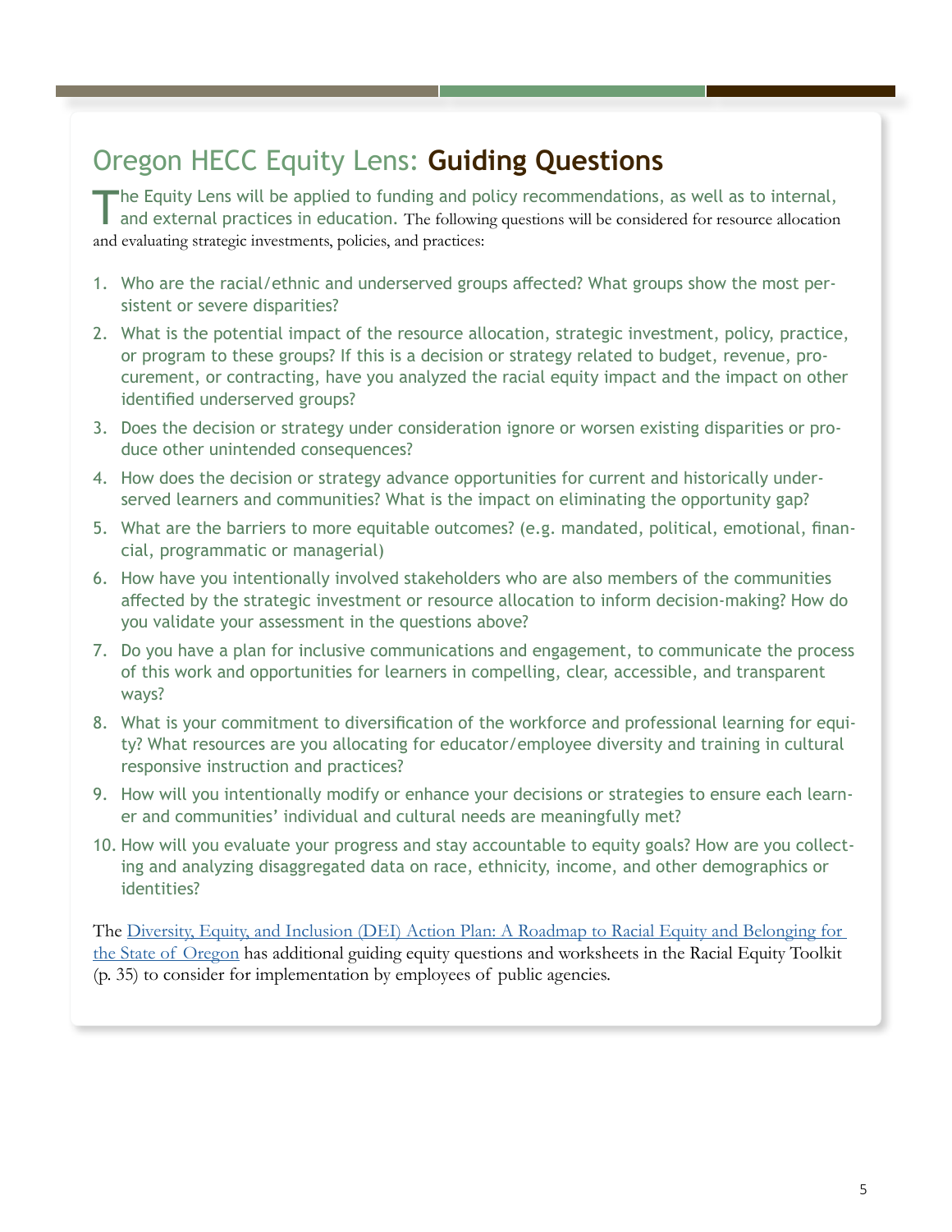## Oregon HECC Equity Lens: **Guiding Questions**

The Equity Lens will be applied to funding and policy recommendations, as well as to internal, and external practices in education. The following questions will be considered for resource allocation and evaluating strategic investments, policies, and practices:

1. Who are the racial/ethnic and underserved groups affected? What groups show the most persistent or severe disparities?
2. What is the potential impact of the resource allocation, strategic investment, policy, practice, or program to these groups? If this is a decision or strategy related to budget, revenue, procurement, or contracting, have you analyzed the racial equity impact and the impact on other identified underserved groups?
3. Does the decision or strategy under consideration ignore or worsen existing disparities or produce other unintended consequences?
4. How does the decision or strategy advance opportunities for current and historically underserved learners and communities? What is the impact on eliminating the opportunity gap?
5. What are the barriers to more equitable outcomes? (e.g. mandated, political, emotional, financial, programmatic or managerial)
6. How have you intentionally involved stakeholders who are also members of the communities affected by the strategic investment or resource allocation to inform decision-making? How do you validate your assessment in the questions above?
7. Do you have a plan for inclusive communications and engagement, to communicate the process of this work and opportunities for learners in compelling, clear, accessible, and transparent ways?
8. What is your commitment to diversification of the workforce and professional learning for equity? What resources are you allocating for educator/employee diversity and training in cultural responsive instruction and practices?
9. How will you intentionally modify or enhance your decisions or strategies to ensure each learner and communities' individual and cultural needs are meaningfully met?
10. How will you evaluate your progress and stay accountable to equity goals? How are you collecting and analyzing disaggregated data on race, ethnicity, income, and other demographics or identities?

The Diversity, Equity, and Inclusion (DEI) Action Plan: A Roadmap to Racial Equity and Belonging for the State of Oregon has additional guiding equity questions and worksheets in the Racial Equity Toolkit (p. 35) to consider for implementation by employees of public agencies.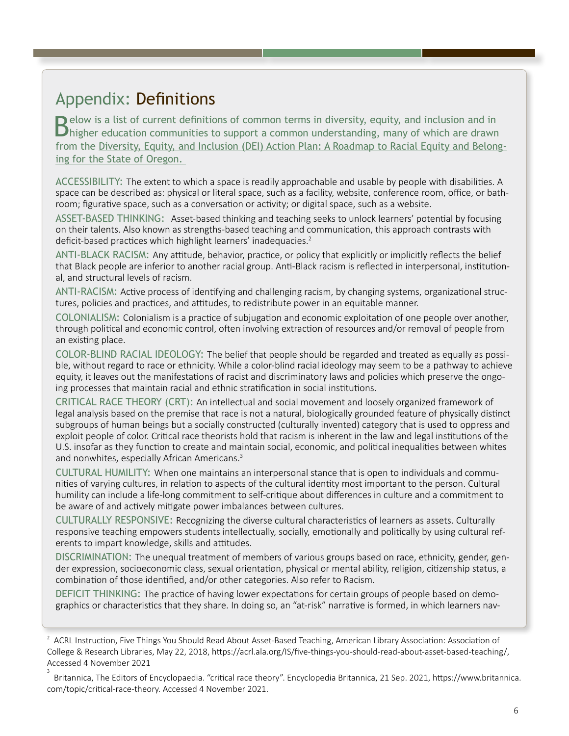## Appendix: Definitions

Below is a list of current definitions of common terms in diversity, equity, and inclusion and in higher education communities to support a common understanding, many of which are drawn from the Diversity, Equity, and Inclusion (DEI) Action Plan: A Roadmap to Racial Equity and Belonging for the State of Oregon.

ACCESSIBILITY: The extent to which a space is readily approachable and usable by people with disabilities. A space can be described as: physical or literal space, such as a facility, website, conference room, office, or bathroom; figurative space, such as a conversation or activity; or digital space, such as a website.

ASSET-BASED THINKING: Asset-based thinking and teaching seeks to unlock learners' potential by focusing on their talents. Also known as strengths-based teaching and communication, this approach contrasts with deficit-based practices which highlight learners' inadequacies.[2]

ANTI-BLACK RACISM: Any attitude, behavior, practice, or policy that explicitly or implicitly reflects the belief that Black people are inferior to another racial group. Anti-Black racism is reflected in interpersonal, institutional, and structural levels of racism.

ANTI-RACISM: Active process of identifying and challenging racism, by changing systems, organizational structures, policies and practices, and attitudes, to redistribute power in an equitable manner.

COLONIALISM: Colonialism is a practice of subjugation and economic exploitation of one people over another, through political and economic control, often involving extraction of resources and/or removal of people from an existing place.

COLOR-BLIND RACIAL IDEOLOGY: The belief that people should be regarded and treated as equally as possible, without regard to race or ethnicity. While a color-blind racial ideology may seem to be a pathway to achieve equity, it leaves out the manifestations of racist and discriminatory laws and policies which preserve the ongoing processes that maintain racial and ethnic stratification in social institutions.

CRITICAL RACE THEORY (CRT): An intellectual and social movement and loosely organized framework of legal analysis based on the premise that race is not a natural, biologically grounded feature of physically distinct subgroups of human beings but a socially constructed (culturally invented) category that is used to oppress and exploit people of color. Critical race theorists hold that racism is inherent in the law and legal institutions of the U.S. insofar as they function to create and maintain social, economic, and political inequalities between whites and nonwhites, especially African Americans.[3]

CULTURAL HUMILITY: When one maintains an interpersonal stance that is open to individuals and communities of varying cultures, in relation to aspects of the cultural identity most important to the person. Cultural humility can include a life-long commitment to self-critique about differences in culture and a commitment to be aware of and actively mitigate power imbalances between cultures.

CULTURALLY RESPONSIVE: Recognizing the diverse cultural characteristics of learners as assets. Culturally responsive teaching empowers students intellectually, socially, emotionally and politically by using cultural referents to impart knowledge, skills and attitudes.

DISCRIMINATION: The unequal treatment of members of various groups based on race, ethnicity, gender, gender expression, socioeconomic class, sexual orientation, physical or mental ability, religion, citizenship status, a combination of those identified, and/or other categories. Also refer to Racism.

DEFICIT THINKING: The practice of having lower expectations for certain groups of people based on demographics or characteristics that they share. In doing so, an "at-risk" narrative is formed, in which learners nav-

[2] ACRL Instruction, Five Things You Should Read About Asset-Based Teaching, American Library Association: Association of College & Research Libraries, May 22, 2018, https://acrl.ala.org/IS/five-things-you-should-read-about-asset-based-teaching/, Accessed 4 November 2021

[3] Britannica, The Editors of Encyclopaedia. "critical race theory". Encyclopedia Britannica, 21 Sep. 2021, https://www.britannica.com/topic/critical-race-theory. Accessed 4 November 2021.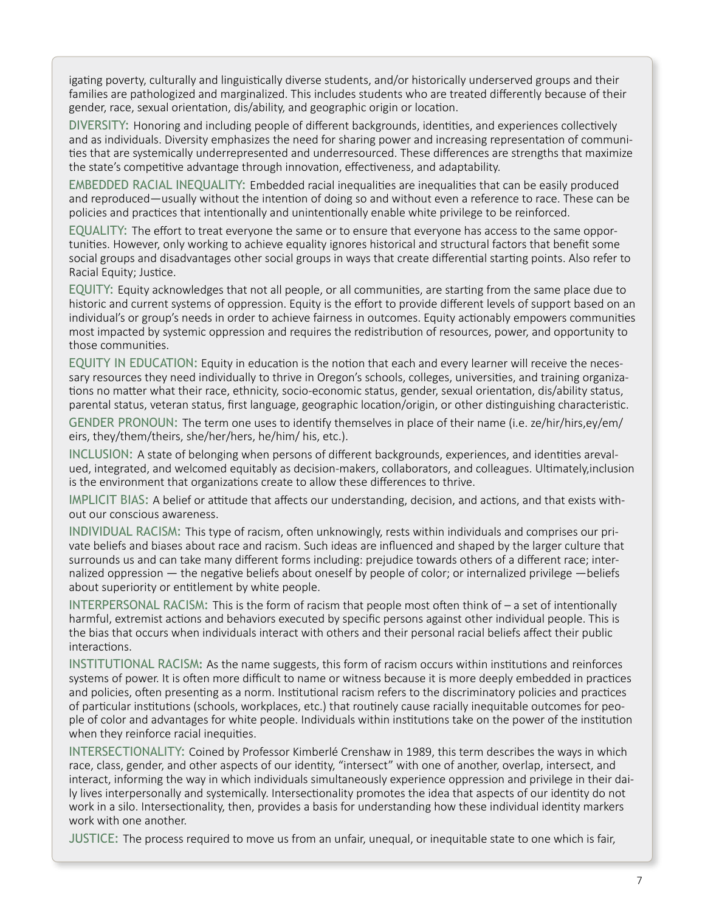igating poverty, culturally and linguistically diverse students, and/or historically underserved groups and their families are pathologized and marginalized. This includes students who are treated differently because of their gender, race, sexual orientation, dis/ability, and geographic origin or location.

**DIVERSITY:** Honoring and including people of different backgrounds, identities, and experiences collectively and as individuals. Diversity emphasizes the need for sharing power and increasing representation of communities that are systemically underrepresented and underresourced. These differences are strengths that maximize the state's competitive advantage through innovation, effectiveness, and adaptability.

**EMBEDDED RACIAL INEQUALITY:** Embedded racial inequalities are inequalities that can be easily produced and reproduced—usually without the intention of doing so and without even a reference to race. These can be policies and practices that intentionally and unintentionally enable white privilege to be reinforced.

**EQUALITY:** The effort to treat everyone the same or to ensure that everyone has access to the same opportunities. However, only working to achieve equality ignores historical and structural factors that benefit some social groups and disadvantages other social groups in ways that create differential starting points. Also refer to Racial Equity; Justice.

**EQUITY:** Equity acknowledges that not all people, or all communities, are starting from the same place due to historic and current systems of oppression. Equity is the effort to provide different levels of support based on an individual's or group's needs in order to achieve fairness in outcomes. Equity actionably empowers communities most impacted by systemic oppression and requires the redistribution of resources, power, and opportunity to those communities.

**EQUITY IN EDUCATION:** Equity in education is the notion that each and every learner will receive the necessary resources they need individually to thrive in Oregon's schools, colleges, universities, and training organizations no matter what their race, ethnicity, socio-economic status, gender, sexual orientation, dis/ability status, parental status, veteran status, first language, geographic location/origin, or other distinguishing characteristic.

**GENDER PRONOUN:** The term one uses to identify themselves in place of their name (i.e. ze/hir/hirs,ey/em/eirs, they/them/theirs, she/her/hers, he/him/ his, etc.).

**INCLUSION:** A state of belonging when persons of different backgrounds, experiences, and identities arevalued, integrated, and welcomed equitably as decision-makers, collaborators, and colleagues. Ultimately,inclusion is the environment that organizations create to allow these differences to thrive.

**IMPLICIT BIAS:** A belief or attitude that affects our understanding, decision, and actions, and that exists without our conscious awareness.

**INDIVIDUAL RACISM:** This type of racism, often unknowingly, rests within individuals and comprises our private beliefs and biases about race and racism. Such ideas are influenced and shaped by the larger culture that surrounds us and can take many different forms including: prejudice towards others of a different race; internalized oppression — the negative beliefs about oneself by people of color; or internalized privilege —beliefs about superiority or entitlement by white people.

**INTERPERSONAL RACISM:** This is the form of racism that people most often think of – a set of intentionally harmful, extremist actions and behaviors executed by specific persons against other individual people. This is the bias that occurs when individuals interact with others and their personal racial beliefs affect their public interactions.

**INSTITUTIONAL RACISM:** As the name suggests, this form of racism occurs within institutions and reinforces systems of power. It is often more difficult to name or witness because it is more deeply embedded in practices and policies, often presenting as a norm. Institutional racism refers to the discriminatory policies and practices of particular institutions (schools, workplaces, etc.) that routinely cause racially inequitable outcomes for people of color and advantages for white people. Individuals within institutions take on the power of the institution when they reinforce racial inequities.

**INTERSECTIONALITY:** Coined by Professor Kimberlé Crenshaw in 1989, this term describes the ways in which race, class, gender, and other aspects of our identity, "intersect" with one of another, overlap, intersect, and interact, informing the way in which individuals simultaneously experience oppression and privilege in their daily lives interpersonally and systemically. Intersectionality promotes the idea that aspects of our identity do not work in a silo. Intersectionality, then, provides a basis for understanding how these individual identity markers work with one another.

**JUSTICE:** The process required to move us from an unfair, unequal, or inequitable state to one which is fair,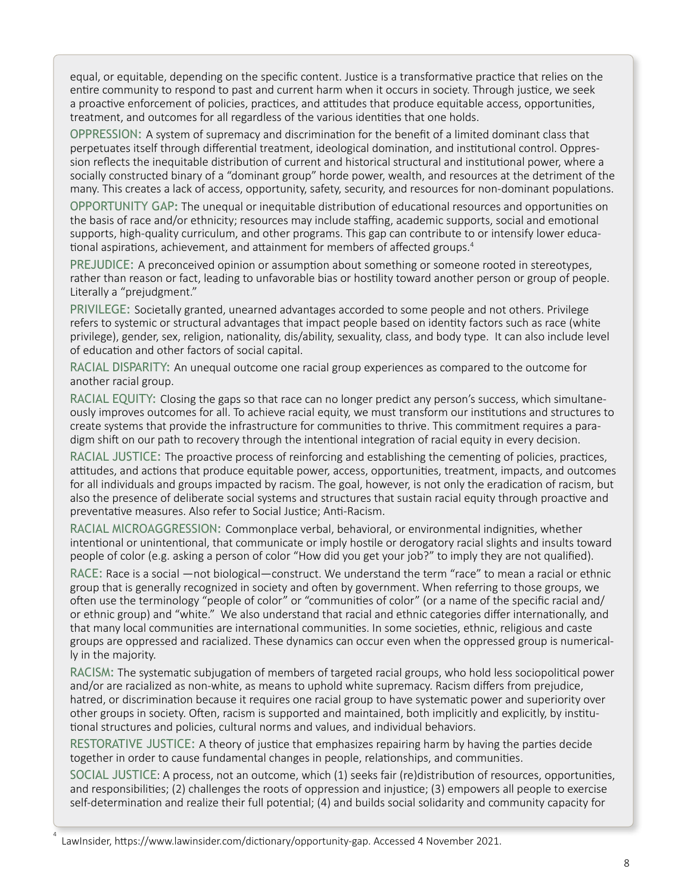equal, or equitable, depending on the specific content. Justice is a transformative practice that relies on the entire community to respond to past and current harm when it occurs in society. Through justice, we seek a proactive enforcement of policies, practices, and attitudes that produce equitable access, opportunities, treatment, and outcomes for all regardless of the various identities that one holds.

**OPPRESSION:** A system of supremacy and discrimination for the benefit of a limited dominant class that perpetuates itself through differential treatment, ideological domination, and institutional control. Oppression reflects the inequitable distribution of current and historical structural and institutional power, where a socially constructed binary of a "dominant group" horde power, wealth, and resources at the detriment of the many. This creates a lack of access, opportunity, safety, security, and resources for non-dominant populations.

**OPPORTUNITY GAP:** The unequal or inequitable distribution of educational resources and opportunities on the basis of race and/or ethnicity; resources may include staffing, academic supports, social and emotional supports, high-quality curriculum, and other programs. This gap can contribute to or intensify lower educational aspirations, achievement, and attainment for members of affected groups.[4]

**PREJUDICE:** A preconceived opinion or assumption about something or someone rooted in stereotypes, rather than reason or fact, leading to unfavorable bias or hostility toward another person or group of people. Literally a "prejudgment."

**PRIVILEGE:** Societally granted, unearned advantages accorded to some people and not others. Privilege refers to systemic or structural advantages that impact people based on identity factors such as race (white privilege), gender, sex, religion, nationality, dis/ability, sexuality, class, and body type. It can also include level of education and other factors of social capital.

**RACIAL DISPARITY:** An unequal outcome one racial group experiences as compared to the outcome for another racial group.

**RACIAL EQUITY:** Closing the gaps so that race can no longer predict any person's success, which simultaneously improves outcomes for all. To achieve racial equity, we must transform our institutions and structures to create systems that provide the infrastructure for communities to thrive. This commitment requires a paradigm shift on our path to recovery through the intentional integration of racial equity in every decision.

**RACIAL JUSTICE:** The proactive process of reinforcing and establishing the cementing of policies, practices, attitudes, and actions that produce equitable power, access, opportunities, treatment, impacts, and outcomes for all individuals and groups impacted by racism. The goal, however, is not only the eradication of racism, but also the presence of deliberate social systems and structures that sustain racial equity through proactive and preventative measures. Also refer to Social Justice; Anti-Racism.

**RACIAL MICROAGGRESSION:** Commonplace verbal, behavioral, or environmental indignities, whether intentional or unintentional, that communicate or imply hostile or derogatory racial slights and insults toward people of color (e.g. asking a person of color "How did you get your job?" to imply they are not qualified).

**RACE:** Race is a social —not biological—construct. We understand the term "race" to mean a racial or ethnic group that is generally recognized in society and often by government. When referring to those groups, we often use the terminology "people of color" or "communities of color" (or a name of the specific racial and/ or ethnic group) and "white." We also understand that racial and ethnic categories differ internationally, and that many local communities are international communities. In some societies, ethnic, religious and caste groups are oppressed and racialized. These dynamics can occur even when the oppressed group is numerically in the majority.

**RACISM:** The systematic subjugation of members of targeted racial groups, who hold less sociopolitical power and/or are racialized as non-white, as means to uphold white supremacy. Racism differs from prejudice, hatred, or discrimination because it requires one racial group to have systematic power and superiority over other groups in society. Often, racism is supported and maintained, both implicitly and explicitly, by institutional structures and policies, cultural norms and values, and individual behaviors.

**RESTORATIVE JUSTICE:** A theory of justice that emphasizes repairing harm by having the parties decide together in order to cause fundamental changes in people, relationships, and communities.

**SOCIAL JUSTICE**: A process, not an outcome, which (1) seeks fair (re)distribution of resources, opportunities, and responsibilities; (2) challenges the roots of oppression and injustice; (3) empowers all people to exercise self-determination and realize their full potential; (4) and builds social solidarity and community capacity for

[4] LawInsider, https://www.lawinsider.com/dictionary/opportunity-gap. Accessed 4 November 2021.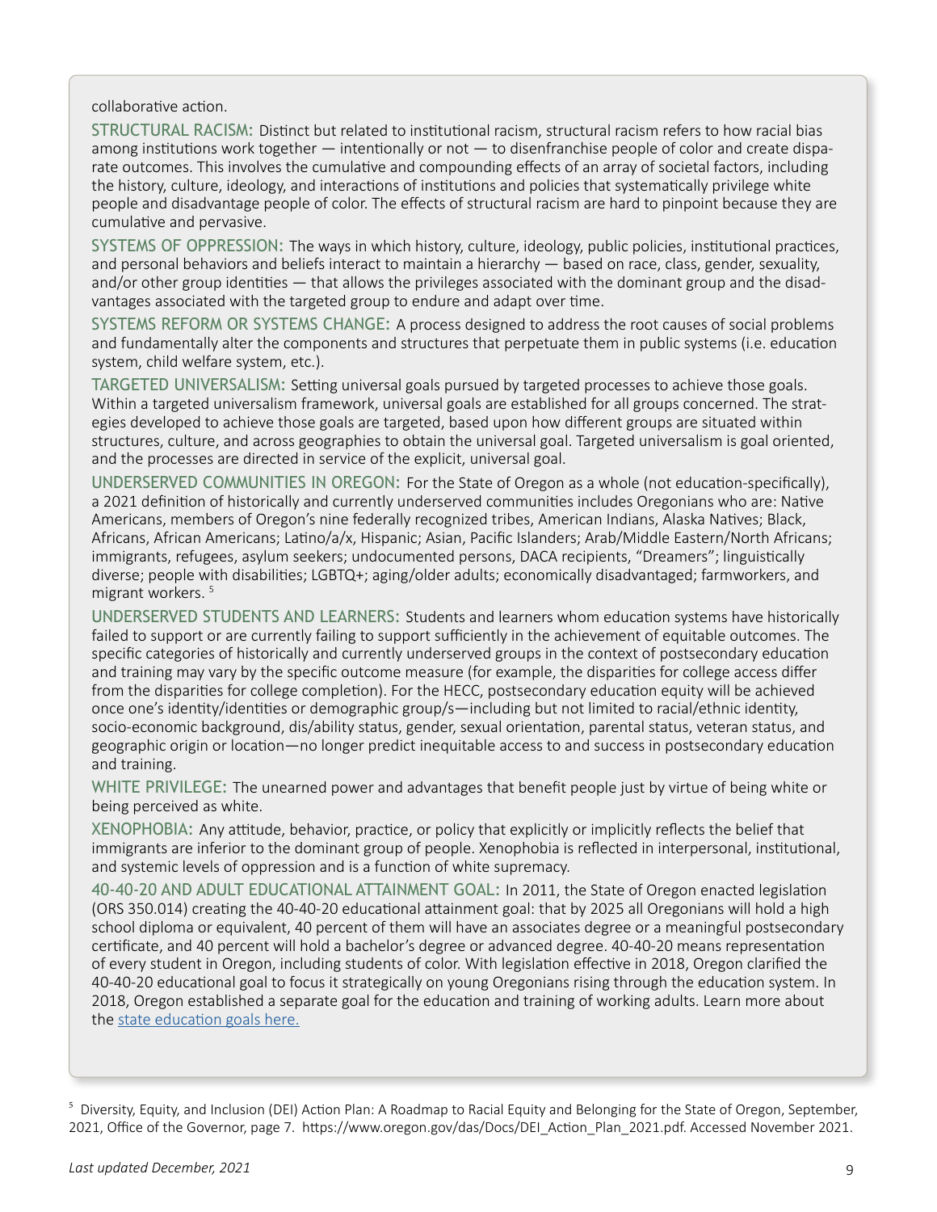collaborative action.

**STRUCTURAL RACISM:** Distinct but related to institutional racism, structural racism refers to how racial bias among institutions work together — intentionally or not — to disenfranchise people of color and create disparate outcomes. This involves the cumulative and compounding effects of an array of societal factors, including the history, culture, ideology, and interactions of institutions and policies that systematically privilege white people and disadvantage people of color. The effects of structural racism are hard to pinpoint because they are cumulative and pervasive.

**SYSTEMS OF OPPRESSION:** The ways in which history, culture, ideology, public policies, institutional practices, and personal behaviors and beliefs interact to maintain a hierarchy — based on race, class, gender, sexuality, and/or other group identities — that allows the privileges associated with the dominant group and the disadvantages associated with the targeted group to endure and adapt over time.

**SYSTEMS REFORM OR SYSTEMS CHANGE:** A process designed to address the root causes of social problems and fundamentally alter the components and structures that perpetuate them in public systems (i.e. education system, child welfare system, etc.).

**TARGETED UNIVERSALISM:** Setting universal goals pursued by targeted processes to achieve those goals. Within a targeted universalism framework, universal goals are established for all groups concerned. The strategies developed to achieve those goals are targeted, based upon how different groups are situated within structures, culture, and across geographies to obtain the universal goal. Targeted universalism is goal oriented, and the processes are directed in service of the explicit, universal goal.

**UNDERSERVED COMMUNITIES IN OREGON:** For the State of Oregon as a whole (not education-specifically), a 2021 definition of historically and currently underserved communities includes Oregonians who are: Native Americans, members of Oregon's nine federally recognized tribes, American Indians, Alaska Natives; Black, Africans, African Americans; Latino/a/x, Hispanic; Asian, Pacific Islanders; Arab/Middle Eastern/North Africans; immigrants, refugees, asylum seekers; undocumented persons, DACA recipients, "Dreamers"; linguistically diverse; people with disabilities; LGBTQ+; aging/older adults; economically disadvantaged; farmworkers, and migrant workers. [5]

**UNDERSERVED STUDENTS AND LEARNERS:** Students and learners whom education systems have historically failed to support or are currently failing to support sufficiently in the achievement of equitable outcomes. The specific categories of historically and currently underserved groups in the context of postsecondary education and training may vary by the specific outcome measure (for example, the disparities for college access differ from the disparities for college completion). For the HECC, postsecondary education equity will be achieved once one's identity/identities or demographic group/s—including but not limited to racial/ethnic identity, socio-economic background, dis/ability status, gender, sexual orientation, parental status, veteran status, and geographic origin or location—no longer predict inequitable access to and success in postsecondary education and training.

**WHITE PRIVILEGE:** The unearned power and advantages that benefit people just by virtue of being white or being perceived as white.

**XENOPHOBIA:** Any attitude, behavior, practice, or policy that explicitly or implicitly reflects the belief that immigrants are inferior to the dominant group of people. Xenophobia is reflected in interpersonal, institutional, and systemic levels of oppression and is a function of white supremacy.

**40-40-20 AND ADULT EDUCATIONAL ATTAINMENT GOAL:** In 2011, the State of Oregon enacted legislation (ORS 350.014) creating the 40-40-20 educational attainment goal: that by 2025 all Oregonians will hold a high school diploma or equivalent, 40 percent of them will have an associates degree or a meaningful postsecondary certificate, and 40 percent will hold a bachelor's degree or advanced degree. 40-40-20 means representation of every student in Oregon, including students of color. With legislation effective in 2018, Oregon clarified the 40-40-20 educational goal to focus it strategically on young Oregonians rising through the education system. In 2018, Oregon established a separate goal for the education and training of working adults. Learn more about the state education goals here.

[5] Diversity, Equity, and Inclusion (DEI) Action Plan: A Roadmap to Racial Equity and Belonging for the State of Oregon, September, 2021, Office of the Governor, page 7. https://www.oregon.gov/das/Docs/DEI_Action_Plan_2021.pdf. Accessed November 2021.

*Last updated December, 2021*